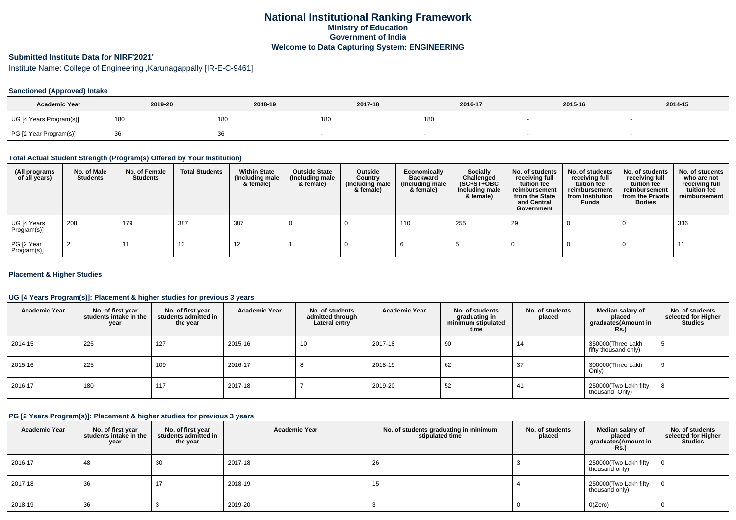# National Institutional Ranking Framework
## Ministry of Education
## Government of India
## Welcome to Data Capturing System: ENGINEERING

**Submitted Institute Data for NIRF'2021'**

Institute Name: College of Engineering ,Karunagappally [IR-E-C-9461]

### Sanctioned (Approved) Intake

| Academic Year | 2019-20 | 2018-19 | 2017-18 | 2016-17 | 2015-16 | 2014-15 |
|---|---|---|---|---|---|---|
| UG [4 Years Program(s)] | 180 | 180 | 180 | 180 | - | - |
| PG [2 Year Program(s)] | 36 | 36 | - | - | - | - |

### Total Actual Student Strength (Program(s) Offered by Your Institution)

| (All programs of all years) | No. of Male Students | No. of Female Students | Total Students | Within State (Including male & female) | Outside State (Including male & female) | Outside Country (Including male & female) | Economically Backward (Including male & female) | Socially Challenged (SC+ST+OBC Including male & female) | No. of students receiving full tuition fee reimbursement from the State and Central Government | No. of students receiving full tuition fee reimbursement from Institution Funds | No. of students receiving full tuition fee reimbursement from the Private Bodies | No. of students who are not receiving full tuition fee reimbursement |
|---|---|---|---|---|---|---|---|---|---|---|---|---|
| UG [4 Years Program(s)] | 208 | 179 | 387 | 387 | 0 | 0 | 110 | 255 | 29 | 0 | 0 | 336 |
| PG [2 Year Program(s)] | 2 | 11 | 13 | 12 | 1 | 0 | 6 | 5 | 0 | 0 | 0 | 11 |

### Placement & Higher Studies

### UG [4 Years Program(s)]: Placement & higher studies for previous 3 years

| Academic Year | No. of first year students intake in the year | No. of first year students admitted in the year | Academic Year | No. of students admitted through Lateral entry | Academic Year | No. of students graduating in minimum stipulated time | No. of students placed | Median salary of placed graduates(Amount in Rs.) | No. of students selected for Higher Studies |
|---|---|---|---|---|---|---|---|---|---|
| 2014-15 | 225 | 127 | 2015-16 | 10 | 2017-18 | 90 | 14 | 350000(Three Lakh fifty thousand only) | 5 |
| 2015-16 | 225 | 109 | 2016-17 | 8 | 2018-19 | 62 | 37 | 300000(Three Lakh Only) | 9 |
| 2016-17 | 180 | 117 | 2017-18 | 7 | 2019-20 | 52 | 41 | 250000(Two Lakh fifty thousand Only) | 8 |

### PG [2 Years Program(s)]: Placement & higher studies for previous 3 years

| Academic Year | No. of first year students intake in the year | No. of first year students admitted in the year | Academic Year | No. of students graduating in minimum stipulated time | No. of students placed | Median salary of placed graduates(Amount in Rs.) | No. of students selected for Higher Studies |
|---|---|---|---|---|---|---|---|
| 2016-17 | 48 | 30 | 2017-18 | 26 | 3 | 250000(Two Lakh fifty thousand only) | 0 |
| 2017-18 | 36 | 17 | 2018-19 | 15 | 4 | 250000(Two Lakh fifty thousand only) | 0 |
| 2018-19 | 36 | 3 | 2019-20 | 3 | 0 | 0(Zero) | 0 |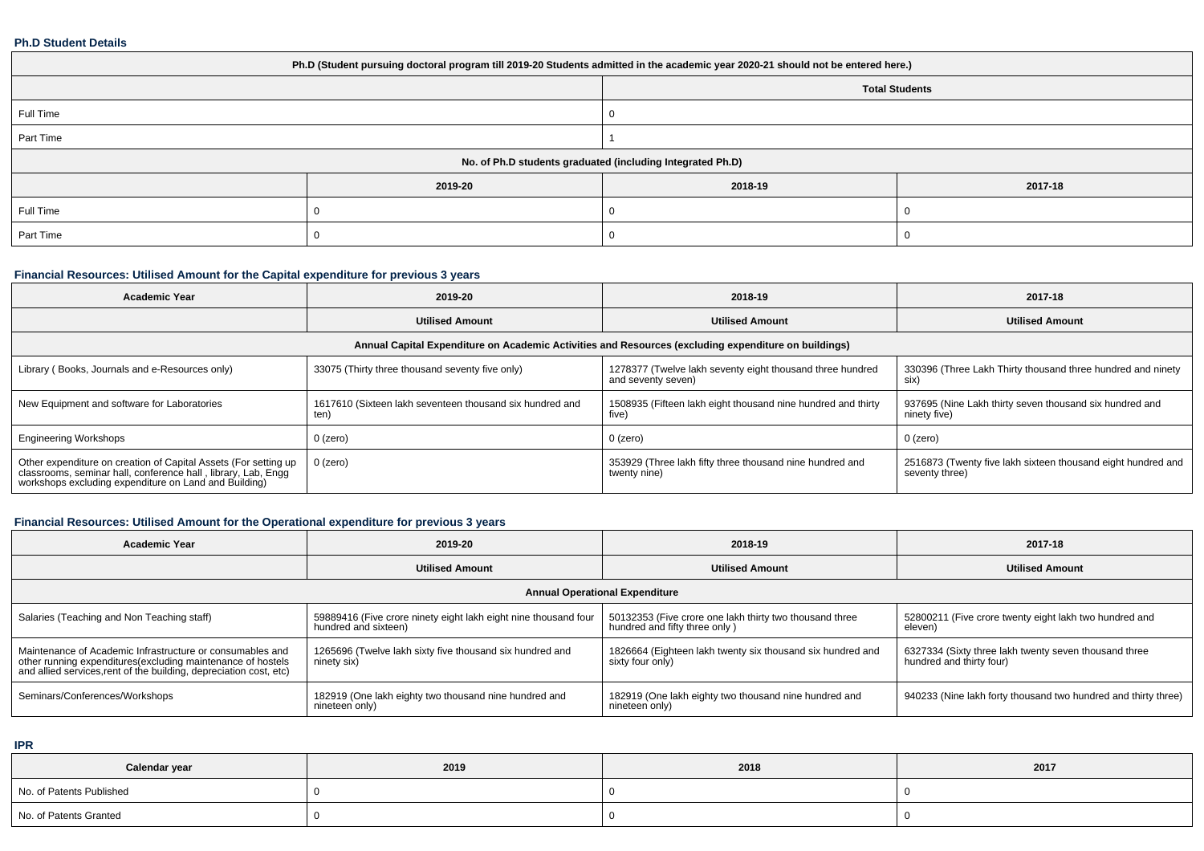### Ph.D Student Details

| Ph.D (Student pursuing doctoral program till 2019-20 Students admitted in the academic year 2020-21 should not be entered here.) | | | |
|---|---|---|---|
| | | Total Students | |
| Full Time | | 0 | |
| Part Time | | 1 | |
| No. of Ph.D students graduated (including Integrated Ph.D) | | | |
| | 2019-20 | 2018-19 | 2017-18 |
| Full Time | 0 | 0 | 0 |
| Part Time | 0 | 0 | 0 |

### Financial Resources: Utilised Amount for the Capital expenditure for previous 3 years

| Academic Year | 2019-20 | 2018-19 | 2017-18 |
|---|---|---|---|
| | Utilised Amount | Utilised Amount | Utilised Amount |
| Annual Capital Expenditure on Academic Activities and Resources (excluding expenditure on buildings) | | | |
| Library ( Books, Journals and e-Resources only) | 33075 (Thirty three thousand seventy five only) | 1278377 (Twelve lakh seventy eight thousand three hundred and seventy seven) | 330396 (Three Lakh Thirty thousand three hundred and ninety six) |
| New Equipment and software for Laboratories | 1617610 (Sixteen lakh seventeen thousand six hundred and ten) | 1508935 (Fifteen lakh eight thousand nine hundred and thirty five) | 937695 (Nine Lakh thirty seven thousand six hundred and ninety five) |
| Engineering Workshops | 0 (zero) | 0 (zero) | 0 (zero) |
| Other expenditure on creation of Capital Assets (For setting up classrooms, seminar hall, conference hall , library, Lab, Engg workshops excluding expenditure on Land and Building) | 0 (zero) | 353929 (Three lakh fifty three thousand nine hundred and twenty nine) | 2516873 (Twenty five lakh sixteen thousand eight hundred and seventy three) |

### Financial Resources: Utilised Amount for the Operational expenditure for previous 3 years

| Academic Year | 2019-20 | 2018-19 | 2017-18 |
|---|---|---|---|
| | Utilised Amount | Utilised Amount | Utilised Amount |
| Annual Operational Expenditure | | | |
| Salaries (Teaching and Non Teaching staff) | 59889416 (Five crore ninety eight lakh eighty eight thousand four hundred and sixteen) | 50132353 (Five crore one lakh thirty two thousand three hundred and fifty three only ) | 52800211 (Five crore twenty eight lakh two hundred and eleven) |
| Maintenance of Academic Infrastructure or consumables and other running expenditures(excluding maintenance of hostels and allied services,rent of the building, depreciation cost, etc) | 1265696 (Twelve lakh sixty five thousand six hundred and ninety six) | 1826664 (Eighteen lakh twenty six thousand six hundred and sixty four only) | 6327334 (Sixty three lakh twenty seven thousand three hundred and thirty four) |
| Seminars/Conferences/Workshops | 182919 (One lakh eighty two thousand nine hundred and nineteen only) | 182919 (One lakh eighty two thousand nine hundred and nineteen only) | 940233 (Nine lakh forty thousand two hundred and thirty three) |

### IPR

| Calendar year | 2019 | 2018 | 2017 |
|---|---|---|---|
| No. of Patents Published | 0 | 0 | 0 |
| No. of Patents Granted | 0 | 0 | 0 |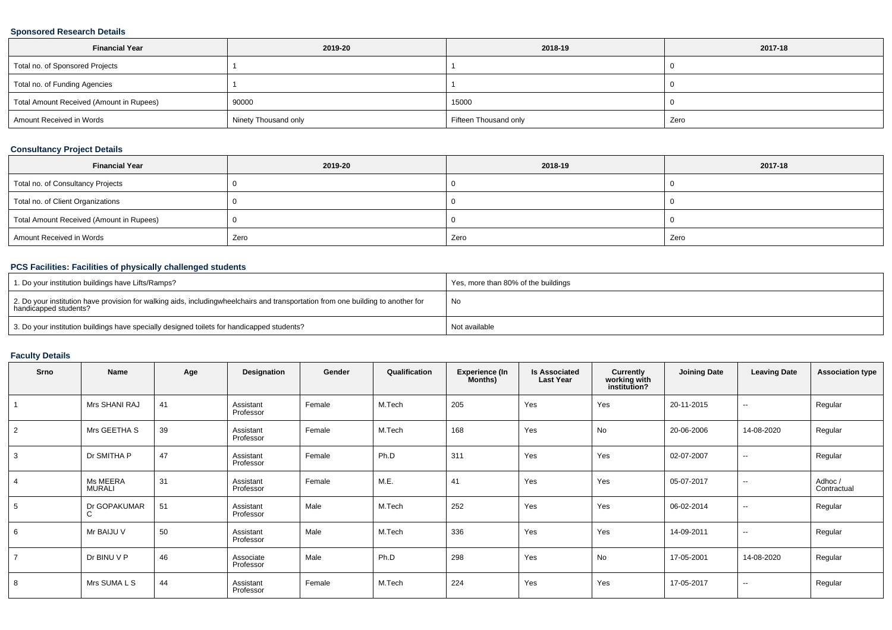### Sponsored Research Details

| Financial Year | 2019-20 | 2018-19 | 2017-18 |
| --- | --- | --- | --- |
| Total no. of Sponsored Projects | 1 | 1 | 0 |
| Total no. of Funding Agencies | 1 | 1 | 0 |
| Total Amount Received (Amount in Rupees) | 90000 | 15000 | 0 |
| Amount Received in Words | Ninety Thousand only | Fifteen Thousand only | Zero |

### Consultancy Project Details

| Financial Year | 2019-20 | 2018-19 | 2017-18 |
| --- | --- | --- | --- |
| Total no. of Consultancy Projects | 0 | 0 | 0 |
| Total no. of Client Organizations | 0 | 0 | 0 |
| Total Amount Received (Amount in Rupees) | 0 | 0 | 0 |
| Amount Received in Words | Zero | Zero | Zero |

### PCS Facilities: Facilities of physically challenged students

| | |
| --- | --- |
| 1. Do your institution buildings have Lifts/Ramps? | Yes, more than 80% of the buildings |
| 2. Do your institution have provision for walking aids, includingwheelchairs and transportation from one building to another for handicapped students? | No |
| 3. Do your institution buildings have specially designed toilets for handicapped students? | Not available |

### Faculty Details

| Srno | Name | Age | Designation | Gender | Qualification | Experience (In Months) | Is Associated Last Year | Currently working with institution? | Joining Date | Leaving Date | Association type |
| --- | --- | --- | --- | --- | --- | --- | --- | --- | --- | --- | --- |
| 1 | Mrs SHANI RAJ | 41 | Assistant Professor | Female | M.Tech | 205 | Yes | Yes | 20-11-2015 | -- | Regular |
| 2 | Mrs GEETHA S | 39 | Assistant Professor | Female | M.Tech | 168 | Yes | No | 20-06-2006 | 14-08-2020 | Regular |
| 3 | Dr SMITHA P | 47 | Assistant Professor | Female | Ph.D | 311 | Yes | Yes | 02-07-2007 | -- | Regular |
| 4 | Ms MEERA MURALI | 31 | Assistant Professor | Female | M.E. | 41 | Yes | Yes | 05-07-2017 | -- | Adhoc / Contractual |
| 5 | Dr GOPAKUMAR C | 51 | Assistant Professor | Male | M.Tech | 252 | Yes | Yes | 06-02-2014 | -- | Regular |
| 6 | Mr BAIJU V | 50 | Assistant Professor | Male | M.Tech | 336 | Yes | Yes | 14-09-2011 | -- | Regular |
| 7 | Dr BINU V P | 46 | Associate Professor | Male | Ph.D | 298 | Yes | No | 17-05-2001 | 14-08-2020 | Regular |
| 8 | Mrs SUMA L S | 44 | Assistant Professor | Female | M.Tech | 224 | Yes | Yes | 17-05-2017 | -- | Regular |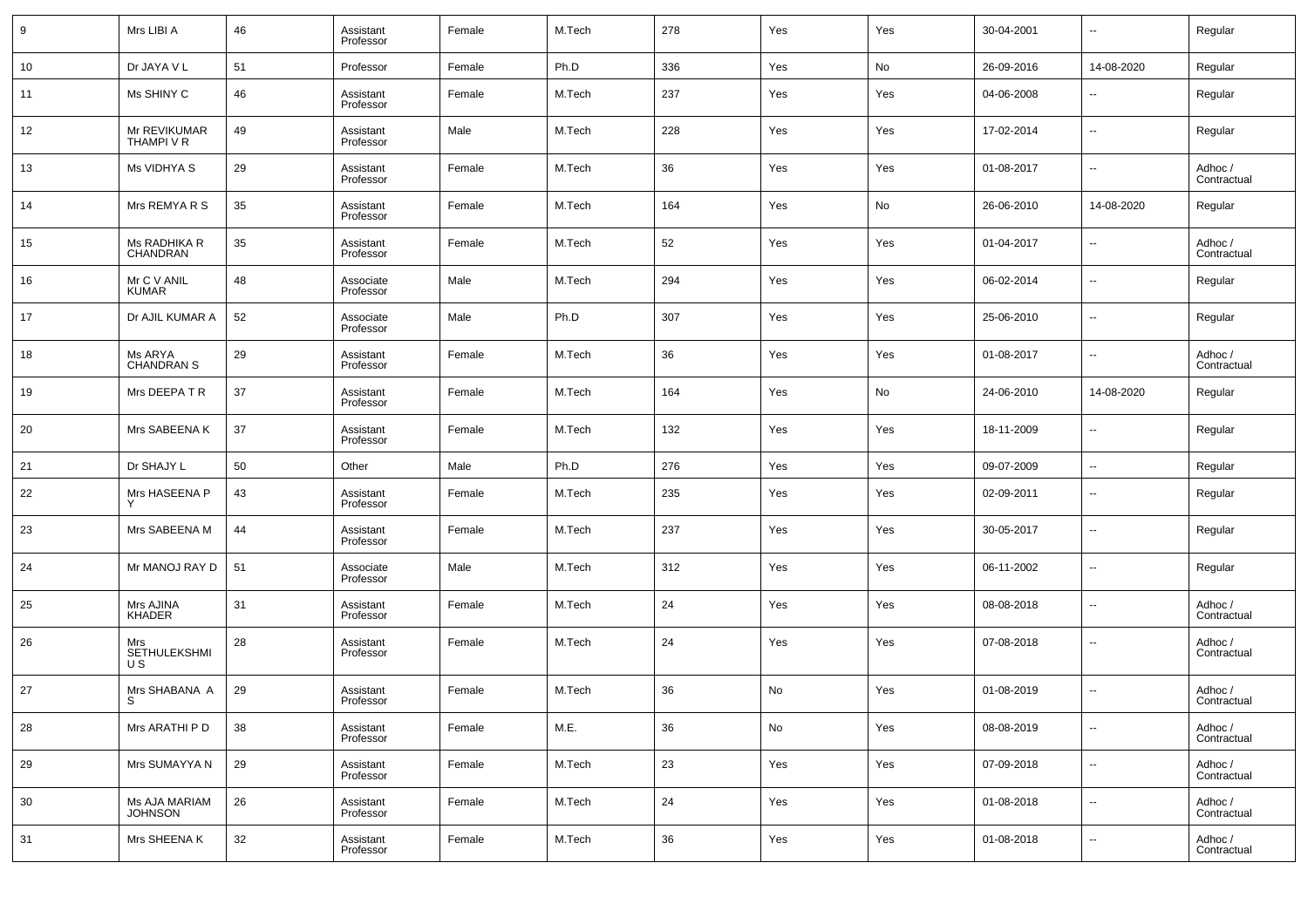| 9 | Mrs LIBI A | 46 | Assistant Professor | Female | M.Tech | 278 | Yes | Yes | 30-04-2001 | -- | Regular |
|---|---|---|---|---|---|---|---|---|---|---|---|
| 10 | Dr JAYA V L | 51 | Professor | Female | Ph.D | 336 | Yes | No | 26-09-2016 | 14-08-2020 | Regular |
| 11 | Ms SHINY C | 46 | Assistant Professor | Female | M.Tech | 237 | Yes | Yes | 04-06-2008 | -- | Regular |
| 12 | Mr REVIKUMAR THAMPI V R | 49 | Assistant Professor | Male | M.Tech | 228 | Yes | Yes | 17-02-2014 | -- | Regular |
| 13 | Ms VIDHYA S | 29 | Assistant Professor | Female | M.Tech | 36 | Yes | Yes | 01-08-2017 | -- | Adhoc / Contractual |
| 14 | Mrs REMYA R S | 35 | Assistant Professor | Female | M.Tech | 164 | Yes | No | 26-06-2010 | 14-08-2020 | Regular |
| 15 | Ms RADHIKA R CHANDRAN | 35 | Assistant Professor | Female | M.Tech | 52 | Yes | Yes | 01-04-2017 | -- | Adhoc / Contractual |
| 16 | Mr C V ANIL KUMAR | 48 | Associate Professor | Male | M.Tech | 294 | Yes | Yes | 06-02-2014 | -- | Regular |
| 17 | Dr AJIL KUMAR A | 52 | Associate Professor | Male | Ph.D | 307 | Yes | Yes | 25-06-2010 | -- | Regular |
| 18 | Ms ARYA CHANDRAN S | 29 | Assistant Professor | Female | M.Tech | 36 | Yes | Yes | 01-08-2017 | -- | Adhoc / Contractual |
| 19 | Mrs DEEPA T R | 37 | Assistant Professor | Female | M.Tech | 164 | Yes | No | 24-06-2010 | 14-08-2020 | Regular |
| 20 | Mrs SABEENA K | 37 | Assistant Professor | Female | M.Tech | 132 | Yes | Yes | 18-11-2009 | -- | Regular |
| 21 | Dr SHAJY L | 50 | Other | Male | Ph.D | 276 | Yes | Yes | 09-07-2009 | -- | Regular |
| 22 | Mrs HASEENA P Y | 43 | Assistant Professor | Female | M.Tech | 235 | Yes | Yes | 02-09-2011 | -- | Regular |
| 23 | Mrs SABEENA M | 44 | Assistant Professor | Female | M.Tech | 237 | Yes | Yes | 30-05-2017 | -- | Regular |
| 24 | Mr MANOJ RAY D | 51 | Associate Professor | Male | M.Tech | 312 | Yes | Yes | 06-11-2002 | -- | Regular |
| 25 | Mrs AJINA KHADER | 31 | Assistant Professor | Female | M.Tech | 24 | Yes | Yes | 08-08-2018 | -- | Adhoc / Contractual |
| 26 | Mrs SETHULEKSHMI U S | 28 | Assistant Professor | Female | M.Tech | 24 | Yes | Yes | 07-08-2018 | -- | Adhoc / Contractual |
| 27 | Mrs SHABANA A S | 29 | Assistant Professor | Female | M.Tech | 36 | No | Yes | 01-08-2019 | -- | Adhoc / Contractual |
| 28 | Mrs ARATHI P D | 38 | Assistant Professor | Female | M.E. | 36 | No | Yes | 08-08-2019 | -- | Adhoc / Contractual |
| 29 | Mrs SUMAYYA N | 29 | Assistant Professor | Female | M.Tech | 23 | Yes | Yes | 07-09-2018 | -- | Adhoc / Contractual |
| 30 | Ms AJA MARIAM JOHNSON | 26 | Assistant Professor | Female | M.Tech | 24 | Yes | Yes | 01-08-2018 | -- | Adhoc / Contractual |
| 31 | Mrs SHEENA K | 32 | Assistant Professor | Female | M.Tech | 36 | Yes | Yes | 01-08-2018 | -- | Adhoc / Contractual |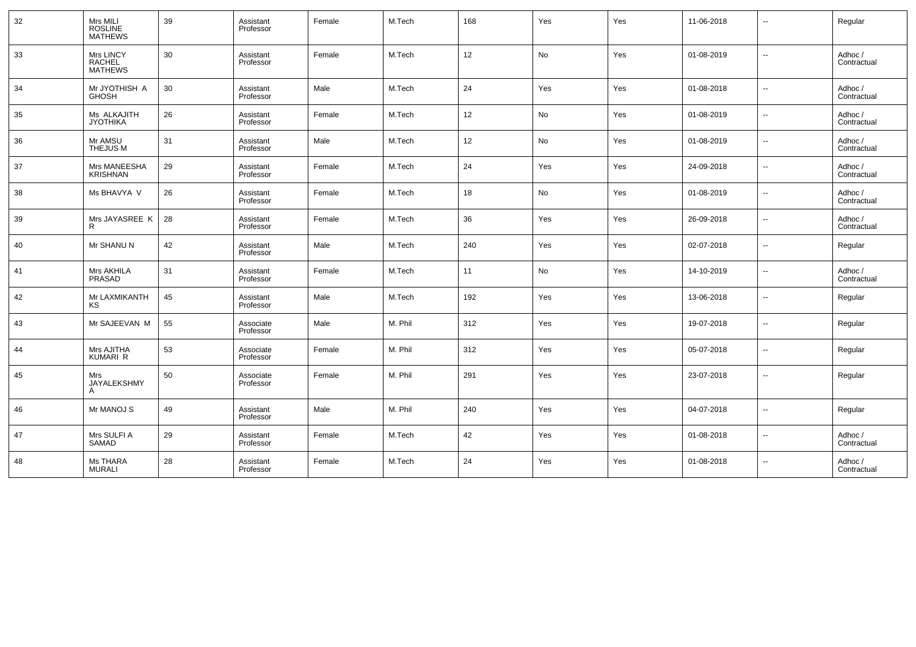| | | | | | | | | | | | |
|---|---|---|---|---|---|---|---|---|---|---|---|
| 32 | Mrs MILI ROSLINE MATHEWS | 39 | Assistant Professor | Female | M.Tech | 168 | Yes | Yes | 11-06-2018 | -- | Regular |
| 33 | Mrs LINCY RACHEL MATHEWS | 30 | Assistant Professor | Female | M.Tech | 12 | No | Yes | 01-08-2019 | -- | Adhoc / Contractual |
| 34 | Mr JYOTHISH A GHOSH | 30 | Assistant Professor | Male | M.Tech | 24 | Yes | Yes | 01-08-2018 | -- | Adhoc / Contractual |
| 35 | Ms ALKAJITH JYOTHIKA | 26 | Assistant Professor | Female | M.Tech | 12 | No | Yes | 01-08-2019 | -- | Adhoc / Contractual |
| 36 | Mr AMSU THEJUS M | 31 | Assistant Professor | Male | M.Tech | 12 | No | Yes | 01-08-2019 | -- | Adhoc / Contractual |
| 37 | Mrs MANEESHA KRISHNAN | 29 | Assistant Professor | Female | M.Tech | 24 | Yes | Yes | 24-09-2018 | -- | Adhoc / Contractual |
| 38 | Ms BHAVYA V | 26 | Assistant Professor | Female | M.Tech | 18 | No | Yes | 01-08-2019 | -- | Adhoc / Contractual |
| 39 | Mrs JAYASREE K R | 28 | Assistant Professor | Female | M.Tech | 36 | Yes | Yes | 26-09-2018 | -- | Adhoc / Contractual |
| 40 | Mr SHANU N | 42 | Assistant Professor | Male | M.Tech | 240 | Yes | Yes | 02-07-2018 | -- | Regular |
| 41 | Mrs AKHILA PRASAD | 31 | Assistant Professor | Female | M.Tech | 11 | No | Yes | 14-10-2019 | -- | Adhoc / Contractual |
| 42 | Mr LAXMIKANTH KS | 45 | Assistant Professor | Male | M.Tech | 192 | Yes | Yes | 13-06-2018 | -- | Regular |
| 43 | Mr SAJEEVAN M | 55 | Associate Professor | Male | M. Phil | 312 | Yes | Yes | 19-07-2018 | -- | Regular |
| 44 | Mrs AJITHA KUMARI R | 53 | Associate Professor | Female | M. Phil | 312 | Yes | Yes | 05-07-2018 | -- | Regular |
| 45 | Mrs JAYALEKSHMY A | 50 | Associate Professor | Female | M. Phil | 291 | Yes | Yes | 23-07-2018 | -- | Regular |
| 46 | Mr MANOJ S | 49 | Assistant Professor | Male | M. Phil | 240 | Yes | Yes | 04-07-2018 | -- | Regular |
| 47 | Mrs SULFI A SAMAD | 29 | Assistant Professor | Female | M.Tech | 42 | Yes | Yes | 01-08-2018 | -- | Adhoc / Contractual |
| 48 | Ms THARA MURALI | 28 | Assistant Professor | Female | M.Tech | 24 | Yes | Yes | 01-08-2018 | -- | Adhoc / Contractual |